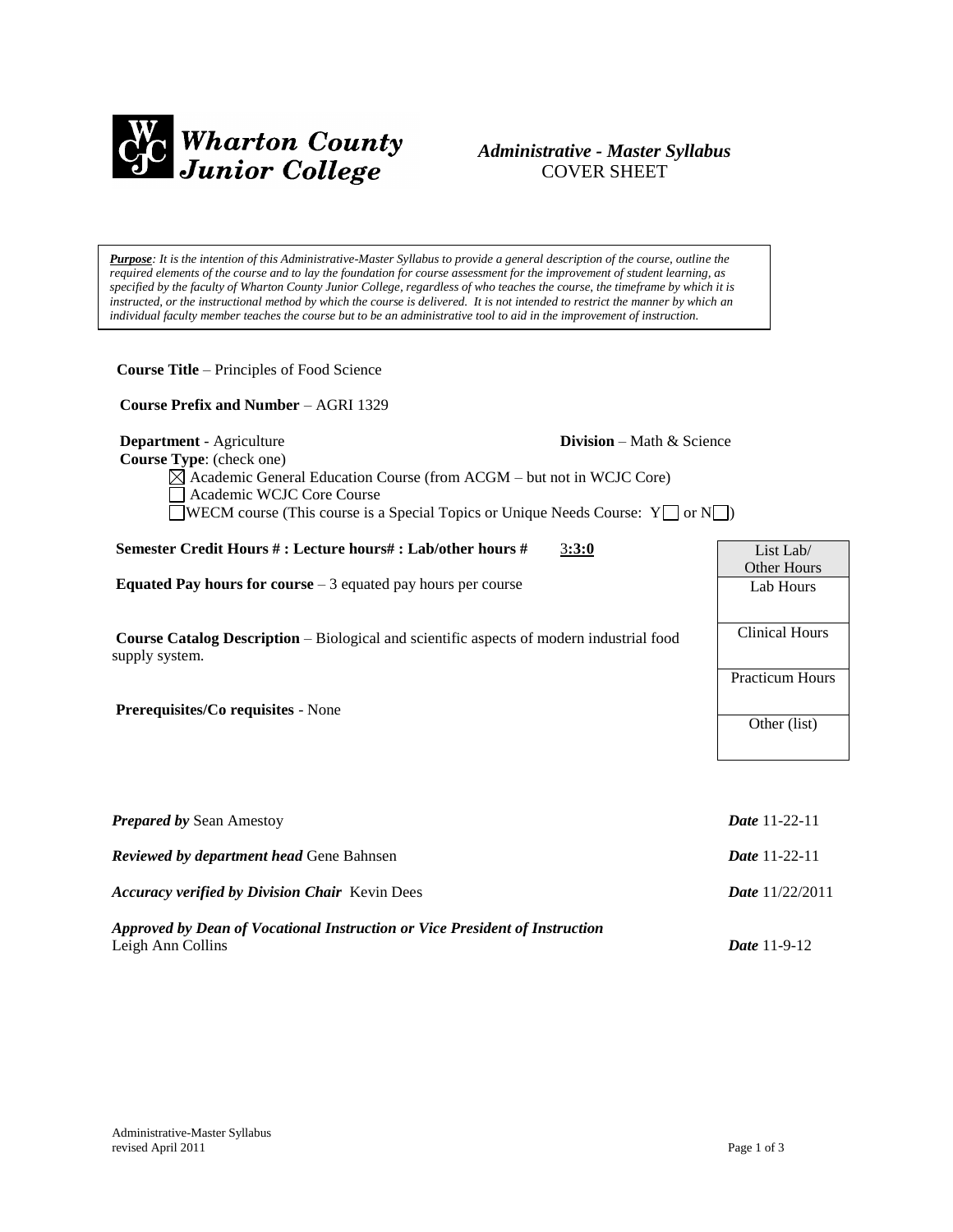**Wharton County Junior College**

## *Administrative - Master Syllabus*
COVER SHEET

> ***Purpose****: It is the intention of this Administrative-Master Syllabus to provide a general description of the course, outline the required elements of the course and to lay the foundation for course assessment for the improvement of student learning, as specified by the faculty of Wharton County Junior College, regardless of who teaches the course, the timeframe by which it is instructed, or the instructional method by which the course is delivered. It is not intended to restrict the manner by which an individual faculty member teaches the course but to be an administrative tool to aid in the improvement of instruction.*

**Course Title** – Principles of Food Science

**Course Prefix and Number** – AGRI 1329

**Department** - Agriculture **Division** – Math & Science

**Course Type**: (check one)

- ☒ Academic General Education Course (from ACGM – but not in WCJC Core)
- ☐ Academic WCJC Core Course
- ☐ WECM course (This course is a Special Topics or Unique Needs Course: Y ☐ or N ☐)

**Semester Credit Hours # : Lecture hours# : Lab/other hours #** 3**:3:0**

**Equated Pay hours for course** – 3 equated pay hours per course

**Course Catalog Description** – Biological and scientific aspects of modern industrial food supply system.

**Prerequisites/Co requisites** - None

| List Lab/ Other Hours |
|---|
| Lab Hours |
| Clinical Hours |
| Practicum Hours |
| Other (list) |

***Prepared by*** Sean Amestoy ***Date*** 11-22-11

***Reviewed by department head*** Gene Bahnsen ***Date*** 11-22-11

***Accuracy verified by Division Chair*** Kevin Dees ***Date*** 11/22/2011

***Approved by Dean of Vocational Instruction or Vice President of Instruction***
Leigh Ann Collins ***Date*** 11-9-12

Administrative-Master Syllabus
revised April 2011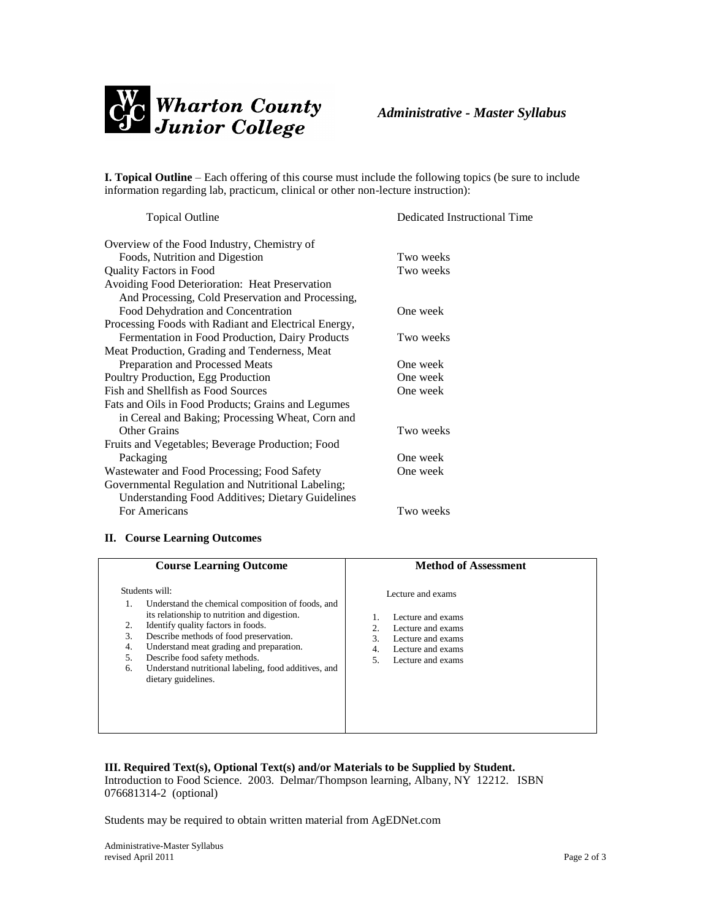**Wharton County Junior College** *Administrative - Master Syllabus*

**I. Topical Outline** – Each offering of this course must include the following topics (be sure to include information regarding lab, practicum, clinical or other non-lecture instruction):

| Topical Outline | Dedicated Instructional Time |
|---|---|
| Overview of the Food Industry, Chemistry of Foods, Nutrition and Digestion | Two weeks |
| Quality Factors in Food | Two weeks |
| Avoiding Food Deterioration: Heat Preservation And Processing, Cold Preservation and Processing, Food Dehydration and Concentration | One week |
| Processing Foods with Radiant and Electrical Energy, Fermentation in Food Production, Dairy Products | Two weeks |
| Meat Production, Grading and Tenderness, Meat Preparation and Processed Meats | One week |
| Poultry Production, Egg Production | One week |
| Fish and Shellfish as Food Sources | One week |
| Fats and Oils in Food Products; Grains and Legumes in Cereal and Baking; Processing Wheat, Corn and Other Grains | Two weeks |
| Fruits and Vegetables; Beverage Production; Food Packaging | One week |
| Wastewater and Food Processing; Food Safety | One week |
| Governmental Regulation and Nutritional Labeling; Understanding Food Additives; Dietary Guidelines For Americans | Two weeks |

**II. Course Learning Outcomes**

| Course Learning Outcome | Method of Assessment |
|---|---|
| Students will: | Lecture and exams |
| 1. Understand the chemical composition of foods, and its relationship to nutrition and digestion. | 1. Lecture and exams |
| 2. Identify quality factors in foods. | 2. Lecture and exams |
| 3. Describe methods of food preservation. | 3. Lecture and exams |
| 4. Understand meat grading and preparation. | 4. Lecture and exams |
| 5. Describe food safety methods. | 5. Lecture and exams |
| 6. Understand nutritional labeling, food additives, and dietary guidelines. | |

**III. Required Text(s), Optional Text(s) and/or Materials to be Supplied by Student.**
Introduction to Food Science. 2003. Delmar/Thompson learning, Albany, NY 12212. ISBN 076681314-2 (optional)

Students may be required to obtain written material from AgEDNet.com

Administrative-Master Syllabus
revised April 2011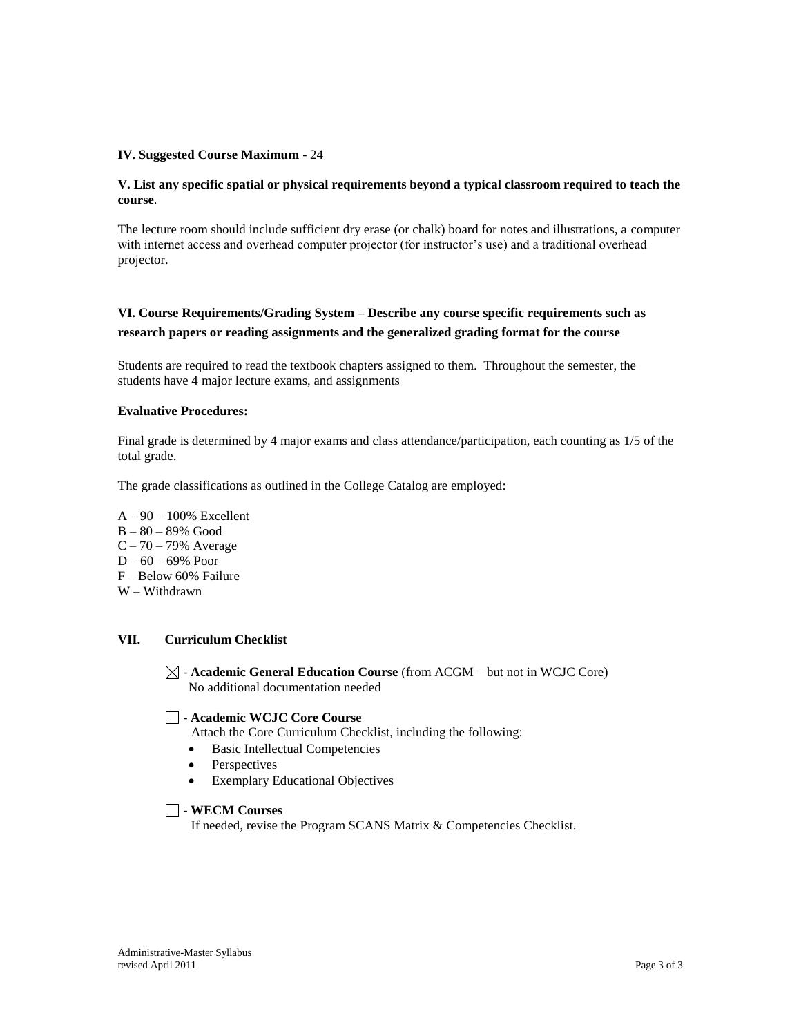**IV. Suggested Course Maximum** - 24

**V. List any specific spatial or physical requirements beyond a typical classroom required to teach the course**.

The lecture room should include sufficient dry erase (or chalk) board for notes and illustrations, a computer with internet access and overhead computer projector (for instructor's use) and a traditional overhead projector.

**VI. Course Requirements/Grading System – Describe any course specific requirements such as research papers or reading assignments and the generalized grading format for the course**

Students are required to read the textbook chapters assigned to them. Throughout the semester, the students have 4 major lecture exams, and assignments

**Evaluative Procedures:**

Final grade is determined by 4 major exams and class attendance/participation, each counting as 1/5 of the total grade.

The grade classifications as outlined in the College Catalog are employed:

A – 90 – 100% Excellent
B – 80 – 89% Good
C – 70 – 79% Average
D – 60 – 69% Poor
F – Below 60% Failure
W – Withdrawn

**VII. Curriculum Checklist**

☒ - **Academic General Education Course** (from ACGM – but not in WCJC Core)
No additional documentation needed

☐ - **Academic WCJC Core Course**
Attach the Core Curriculum Checklist, including the following:

- Basic Intellectual Competencies
- Perspectives
- Exemplary Educational Objectives

☐ - **WECM Courses**
If needed, revise the Program SCANS Matrix & Competencies Checklist.